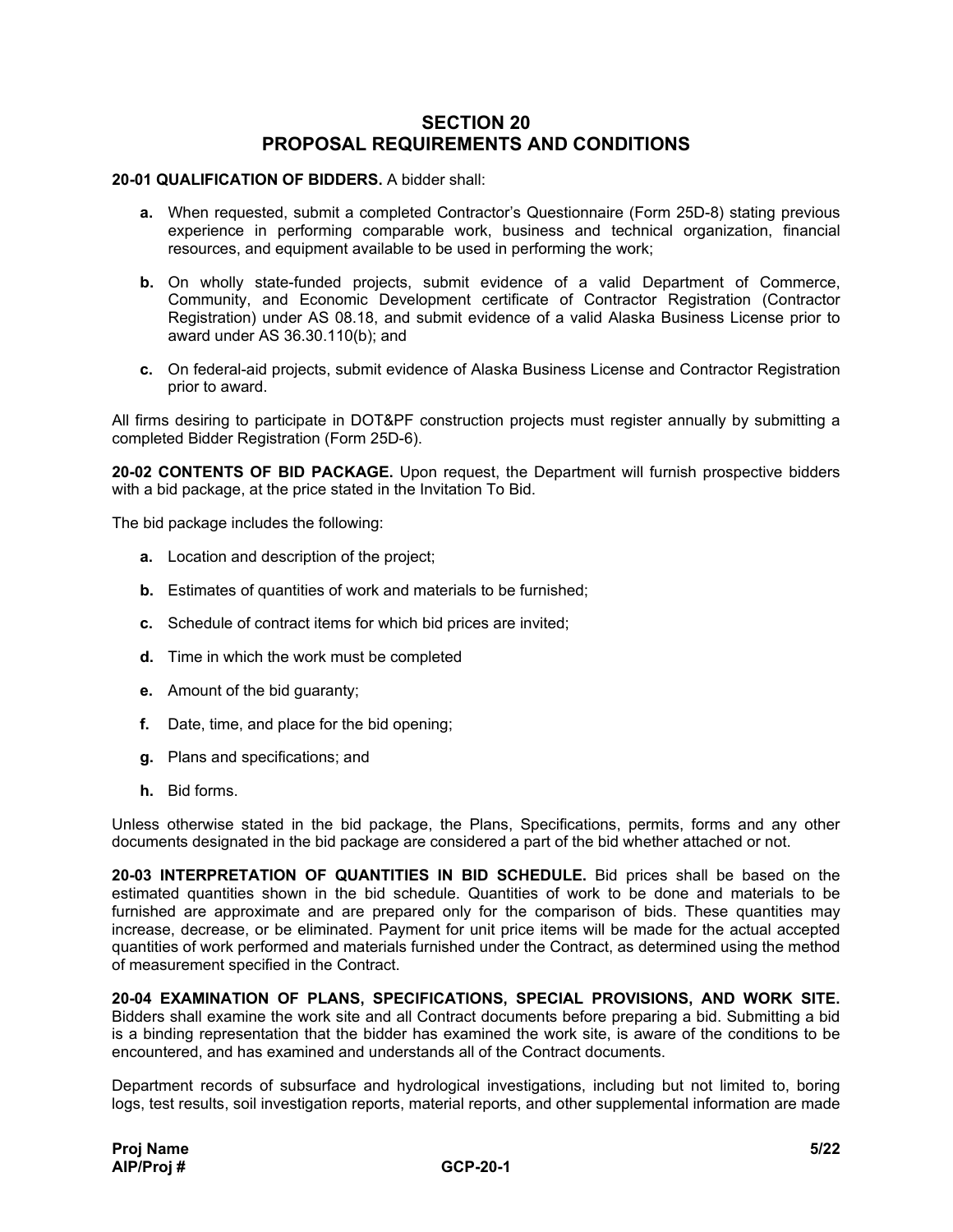# SECTION 20
# PROPOSAL REQUIREMENTS AND CONDITIONS

**20-01 QUALIFICATION OF BIDDERS.** A bidder shall:

- **a.** When requested, submit a completed Contractor's Questionnaire (Form 25D-8) stating previous experience in performing comparable work, business and technical organization, financial resources, and equipment available to be used in performing the work;

- **b.** On wholly state-funded projects, submit evidence of a valid Department of Commerce, Community, and Economic Development certificate of Contractor Registration (Contractor Registration) under AS 08.18, and submit evidence of a valid Alaska Business License prior to award under AS 36.30.110(b); and

- **c.** On federal-aid projects, submit evidence of Alaska Business License and Contractor Registration prior to award.

All firms desiring to participate in DOT&PF construction projects must register annually by submitting a completed Bidder Registration (Form 25D-6).

**20-02 CONTENTS OF BID PACKAGE.** Upon request, the Department will furnish prospective bidders with a bid package, at the price stated in the Invitation To Bid.

The bid package includes the following:

- **a.** Location and description of the project;
- **b.** Estimates of quantities of work and materials to be furnished;
- **c.** Schedule of contract items for which bid prices are invited;
- **d.** Time in which the work must be completed
- **e.** Amount of the bid guaranty;
- **f.** Date, time, and place for the bid opening;
- **g.** Plans and specifications; and
- **h.** Bid forms.

Unless otherwise stated in the bid package, the Plans, Specifications, permits, forms and any other documents designated in the bid package are considered a part of the bid whether attached or not.

**20-03 INTERPRETATION OF QUANTITIES IN BID SCHEDULE.** Bid prices shall be based on the estimated quantities shown in the bid schedule. Quantities of work to be done and materials to be furnished are approximate and are prepared only for the comparison of bids. These quantities may increase, decrease, or be eliminated. Payment for unit price items will be made for the actual accepted quantities of work performed and materials furnished under the Contract, as determined using the method of measurement specified in the Contract.

**20-04 EXAMINATION OF PLANS, SPECIFICATIONS, SPECIAL PROVISIONS, AND WORK SITE.** Bidders shall examine the work site and all Contract documents before preparing a bid. Submitting a bid is a binding representation that the bidder has examined the work site, is aware of the conditions to be encountered, and has examined and understands all of the Contract documents.

Department records of subsurface and hydrological investigations, including but not limited to, boring logs, test results, soil investigation reports, material reports, and other supplemental information are made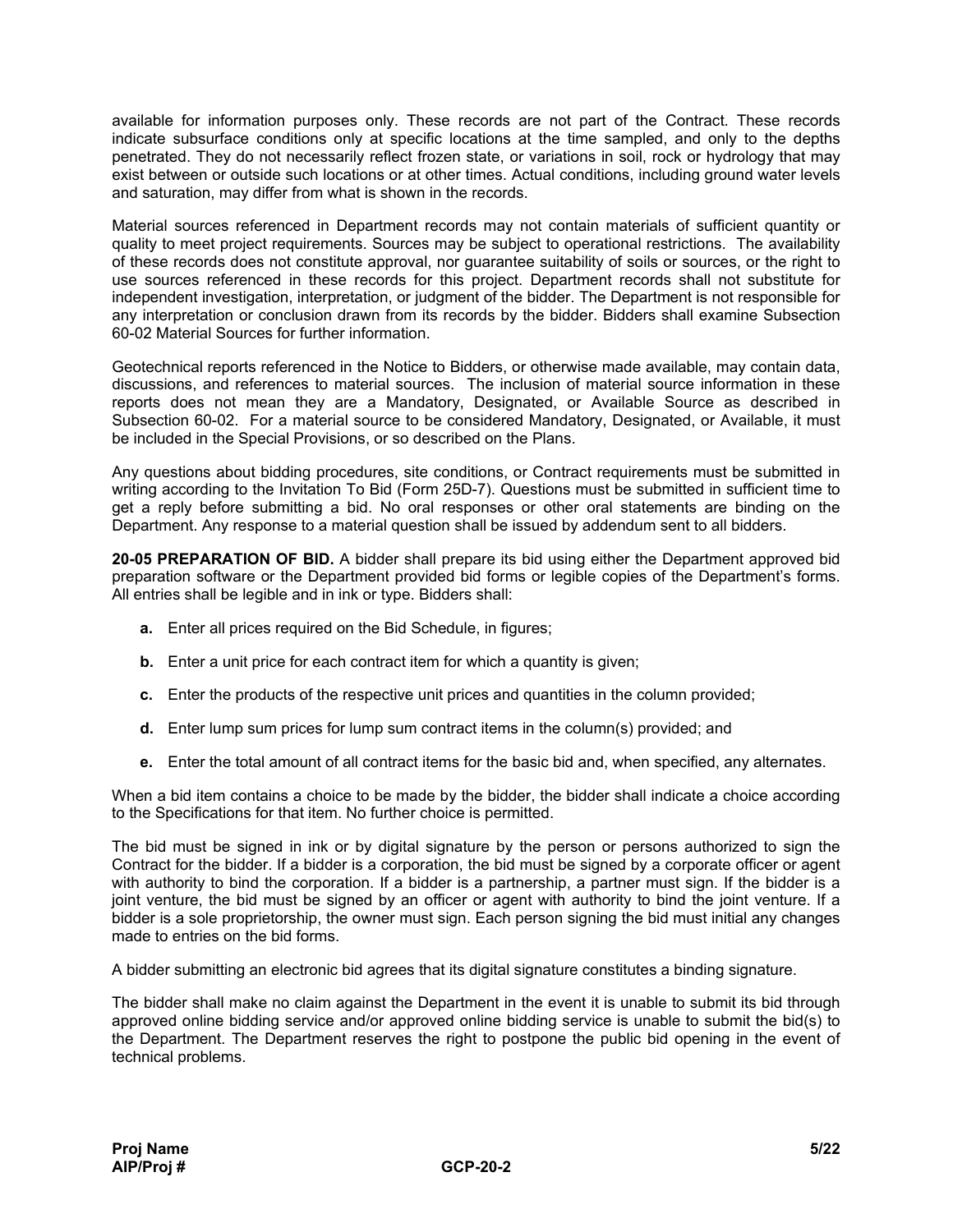available for information purposes only. These records are not part of the Contract. These records indicate subsurface conditions only at specific locations at the time sampled, and only to the depths penetrated. They do not necessarily reflect frozen state, or variations in soil, rock or hydrology that may exist between or outside such locations or at other times. Actual conditions, including ground water levels and saturation, may differ from what is shown in the records.

Material sources referenced in Department records may not contain materials of sufficient quantity or quality to meet project requirements. Sources may be subject to operational restrictions. The availability of these records does not constitute approval, nor guarantee suitability of soils or sources, or the right to use sources referenced in these records for this project. Department records shall not substitute for independent investigation, interpretation, or judgment of the bidder. The Department is not responsible for any interpretation or conclusion drawn from its records by the bidder. Bidders shall examine Subsection 60-02 Material Sources for further information.

Geotechnical reports referenced in the Notice to Bidders, or otherwise made available, may contain data, discussions, and references to material sources. The inclusion of material source information in these reports does not mean they are a Mandatory, Designated, or Available Source as described in Subsection 60-02. For a material source to be considered Mandatory, Designated, or Available, it must be included in the Special Provisions, or so described on the Plans.

Any questions about bidding procedures, site conditions, or Contract requirements must be submitted in writing according to the Invitation To Bid (Form 25D-7). Questions must be submitted in sufficient time to get a reply before submitting a bid. No oral responses or other oral statements are binding on the Department. Any response to a material question shall be issued by addendum sent to all bidders.

**20-05 PREPARATION OF BID.** A bidder shall prepare its bid using either the Department approved bid preparation software or the Department provided bid forms or legible copies of the Department's forms. All entries shall be legible and in ink or type. Bidders shall:

- **a.** Enter all prices required on the Bid Schedule, in figures;
- **b.** Enter a unit price for each contract item for which a quantity is given;
- **c.** Enter the products of the respective unit prices and quantities in the column provided;
- **d.** Enter lump sum prices for lump sum contract items in the column(s) provided; and
- **e.** Enter the total amount of all contract items for the basic bid and, when specified, any alternates.

When a bid item contains a choice to be made by the bidder, the bidder shall indicate a choice according to the Specifications for that item. No further choice is permitted.

The bid must be signed in ink or by digital signature by the person or persons authorized to sign the Contract for the bidder. If a bidder is a corporation, the bid must be signed by a corporate officer or agent with authority to bind the corporation. If a bidder is a partnership, a partner must sign. If the bidder is a joint venture, the bid must be signed by an officer or agent with authority to bind the joint venture. If a bidder is a sole proprietorship, the owner must sign. Each person signing the bid must initial any changes made to entries on the bid forms.

A bidder submitting an electronic bid agrees that its digital signature constitutes a binding signature.

The bidder shall make no claim against the Department in the event it is unable to submit its bid through approved online bidding service and/or approved online bidding service is unable to submit the bid(s) to the Department. The Department reserves the right to postpone the public bid opening in the event of technical problems.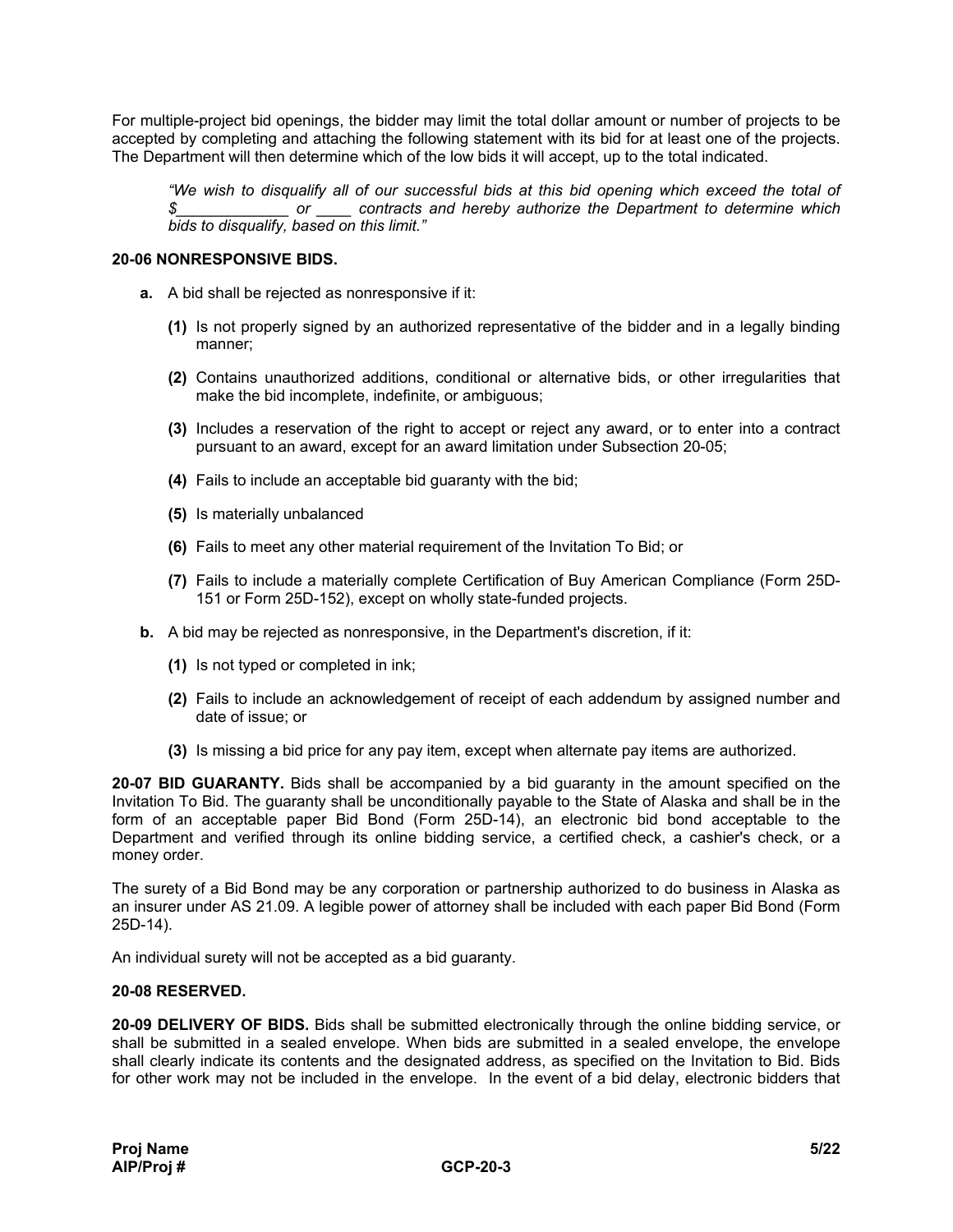For multiple-project bid openings, the bidder may limit the total dollar amount or number of projects to be accepted by completing and attaching the following statement with its bid for at least one of the projects. The Department will then determine which of the low bids it will accept, up to the total indicated.

> *"We wish to disqualify all of our successful bids at this bid opening which exceed the total of $_____________ or ____ contracts and hereby authorize the Department to determine which bids to disqualify, based on this limit."*

**20-06 NONRESPONSIVE BIDS.**

**a.** A bid shall be rejected as nonresponsive if it:

- **(1)** Is not properly signed by an authorized representative of the bidder and in a legally binding manner;
- **(2)** Contains unauthorized additions, conditional or alternative bids, or other irregularities that make the bid incomplete, indefinite, or ambiguous;
- **(3)** Includes a reservation of the right to accept or reject any award, or to enter into a contract pursuant to an award, except for an award limitation under Subsection 20-05;
- **(4)** Fails to include an acceptable bid guaranty with the bid;
- **(5)** Is materially unbalanced
- **(6)** Fails to meet any other material requirement of the Invitation To Bid; or
- **(7)** Fails to include a materially complete Certification of Buy American Compliance (Form 25D-151 or Form 25D-152), except on wholly state-funded projects.

**b.** A bid may be rejected as nonresponsive, in the Department's discretion, if it:

- **(1)** Is not typed or completed in ink;
- **(2)** Fails to include an acknowledgement of receipt of each addendum by assigned number and date of issue; or
- **(3)** Is missing a bid price for any pay item, except when alternate pay items are authorized.

**20-07 BID GUARANTY.** Bids shall be accompanied by a bid guaranty in the amount specified on the Invitation To Bid. The guaranty shall be unconditionally payable to the State of Alaska and shall be in the form of an acceptable paper Bid Bond (Form 25D-14), an electronic bid bond acceptable to the Department and verified through its online bidding service, a certified check, a cashier's check, or a money order.

The surety of a Bid Bond may be any corporation or partnership authorized to do business in Alaska as an insurer under AS 21.09. A legible power of attorney shall be included with each paper Bid Bond (Form 25D-14).

An individual surety will not be accepted as a bid guaranty.

**20-08 RESERVED.**

**20-09 DELIVERY OF BIDS.** Bids shall be submitted electronically through the online bidding service, or shall be submitted in a sealed envelope. When bids are submitted in a sealed envelope, the envelope shall clearly indicate its contents and the designated address, as specified on the Invitation to Bid. Bids for other work may not be included in the envelope. In the event of a bid delay, electronic bidders that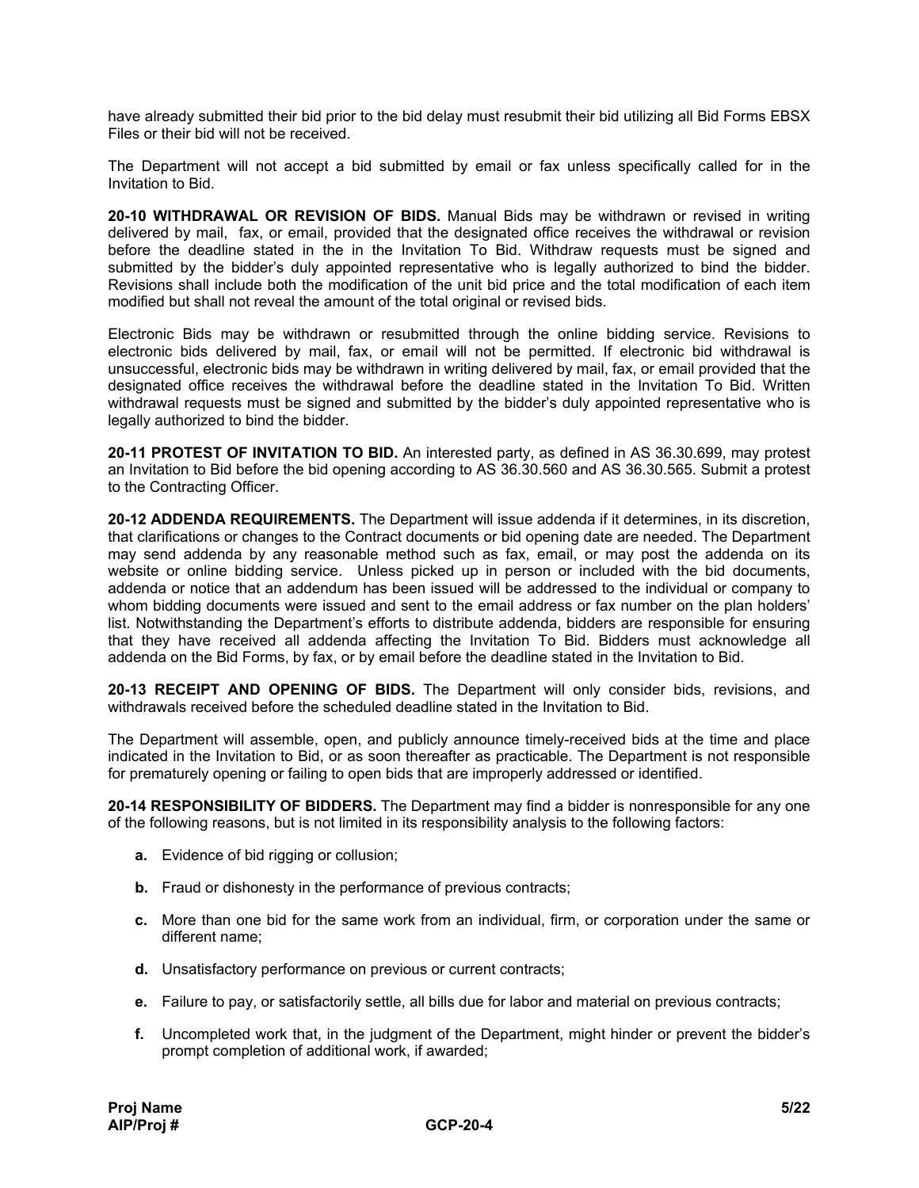have already submitted their bid prior to the bid delay must resubmit their bid utilizing all Bid Forms EBSX Files or their bid will not be received.

The Department will not accept a bid submitted by email or fax unless specifically called for in the Invitation to Bid.

**20-10 WITHDRAWAL OR REVISION OF BIDS.** Manual Bids may be withdrawn or revised in writing delivered by mail, fax, or email, provided that the designated office receives the withdrawal or revision before the deadline stated in the in the Invitation To Bid. Withdraw requests must be signed and submitted by the bidder's duly appointed representative who is legally authorized to bind the bidder. Revisions shall include both the modification of the unit bid price and the total modification of each item modified but shall not reveal the amount of the total original or revised bids.

Electronic Bids may be withdrawn or resubmitted through the online bidding service. Revisions to electronic bids delivered by mail, fax, or email will not be permitted. If electronic bid withdrawal is unsuccessful, electronic bids may be withdrawn in writing delivered by mail, fax, or email provided that the designated office receives the withdrawal before the deadline stated in the Invitation To Bid. Written withdrawal requests must be signed and submitted by the bidder's duly appointed representative who is legally authorized to bind the bidder.

**20-11 PROTEST OF INVITATION TO BID.** An interested party, as defined in AS 36.30.699, may protest an Invitation to Bid before the bid opening according to AS 36.30.560 and AS 36.30.565. Submit a protest to the Contracting Officer.

**20-12 ADDENDA REQUIREMENTS.** The Department will issue addenda if it determines, in its discretion, that clarifications or changes to the Contract documents or bid opening date are needed. The Department may send addenda by any reasonable method such as fax, email, or may post the addenda on its website or online bidding service. Unless picked up in person or included with the bid documents, addenda or notice that an addendum has been issued will be addressed to the individual or company to whom bidding documents were issued and sent to the email address or fax number on the plan holders' list. Notwithstanding the Department's efforts to distribute addenda, bidders are responsible for ensuring that they have received all addenda affecting the Invitation To Bid. Bidders must acknowledge all addenda on the Bid Forms, by fax, or by email before the deadline stated in the Invitation to Bid.

**20-13 RECEIPT AND OPENING OF BIDS.** The Department will only consider bids, revisions, and withdrawals received before the scheduled deadline stated in the Invitation to Bid.

The Department will assemble, open, and publicly announce timely-received bids at the time and place indicated in the Invitation to Bid, or as soon thereafter as practicable. The Department is not responsible for prematurely opening or failing to open bids that are improperly addressed or identified.

**20-14 RESPONSIBILITY OF BIDDERS.** The Department may find a bidder is nonresponsible for any one of the following reasons, but is not limited in its responsibility analysis to the following factors:

- **a.** Evidence of bid rigging or collusion;
- **b.** Fraud or dishonesty in the performance of previous contracts;
- **c.** More than one bid for the same work from an individual, firm, or corporation under the same or different name;
- **d.** Unsatisfactory performance on previous or current contracts;
- **e.** Failure to pay, or satisfactorily settle, all bills due for labor and material on previous contracts;
- **f.** Uncompleted work that, in the judgment of the Department, might hinder or prevent the bidder's prompt completion of additional work, if awarded;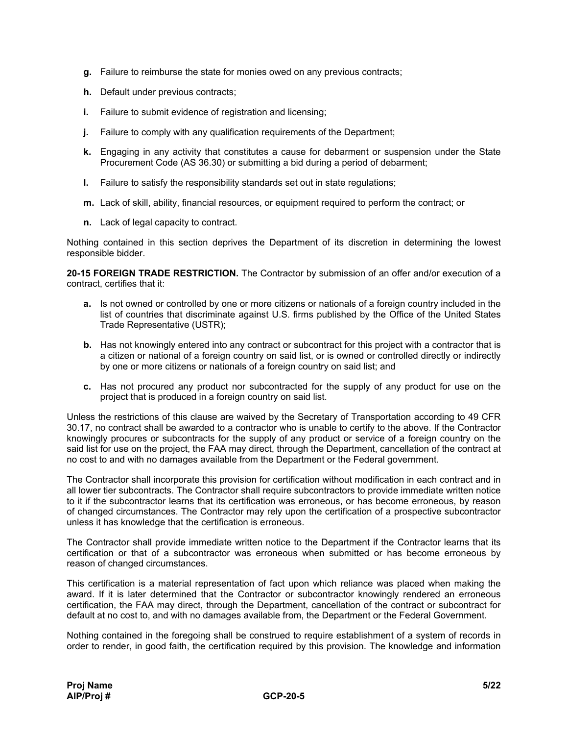- **g.** Failure to reimburse the state for monies owed on any previous contracts;
- **h.** Default under previous contracts;
- **i.** Failure to submit evidence of registration and licensing;
- **j.** Failure to comply with any qualification requirements of the Department;
- **k.** Engaging in any activity that constitutes a cause for debarment or suspension under the State Procurement Code (AS 36.30) or submitting a bid during a period of debarment;
- **l.** Failure to satisfy the responsibility standards set out in state regulations;
- **m.** Lack of skill, ability, financial resources, or equipment required to perform the contract; or
- **n.** Lack of legal capacity to contract.

Nothing contained in this section deprives the Department of its discretion in determining the lowest responsible bidder.

**20-15 FOREIGN TRADE RESTRICTION.** The Contractor by submission of an offer and/or execution of a contract, certifies that it:

- **a.** Is not owned or controlled by one or more citizens or nationals of a foreign country included in the list of countries that discriminate against U.S. firms published by the Office of the United States Trade Representative (USTR);
- **b.** Has not knowingly entered into any contract or subcontract for this project with a contractor that is a citizen or national of a foreign country on said list, or is owned or controlled directly or indirectly by one or more citizens or nationals of a foreign country on said list; and
- **c.** Has not procured any product nor subcontracted for the supply of any product for use on the project that is produced in a foreign country on said list.

Unless the restrictions of this clause are waived by the Secretary of Transportation according to 49 CFR 30.17, no contract shall be awarded to a contractor who is unable to certify to the above. If the Contractor knowingly procures or subcontracts for the supply of any product or service of a foreign country on the said list for use on the project, the FAA may direct, through the Department, cancellation of the contract at no cost to and with no damages available from the Department or the Federal government.

The Contractor shall incorporate this provision for certification without modification in each contract and in all lower tier subcontracts. The Contractor shall require subcontractors to provide immediate written notice to it if the subcontractor learns that its certification was erroneous, or has become erroneous, by reason of changed circumstances. The Contractor may rely upon the certification of a prospective subcontractor unless it has knowledge that the certification is erroneous.

The Contractor shall provide immediate written notice to the Department if the Contractor learns that its certification or that of a subcontractor was erroneous when submitted or has become erroneous by reason of changed circumstances.

This certification is a material representation of fact upon which reliance was placed when making the award. If it is later determined that the Contractor or subcontractor knowingly rendered an erroneous certification, the FAA may direct, through the Department, cancellation of the contract or subcontract for default at no cost to, and with no damages available from, the Department or the Federal Government.

Nothing contained in the foregoing shall be construed to require establishment of a system of records in order to render, in good faith, the certification required by this provision. The knowledge and information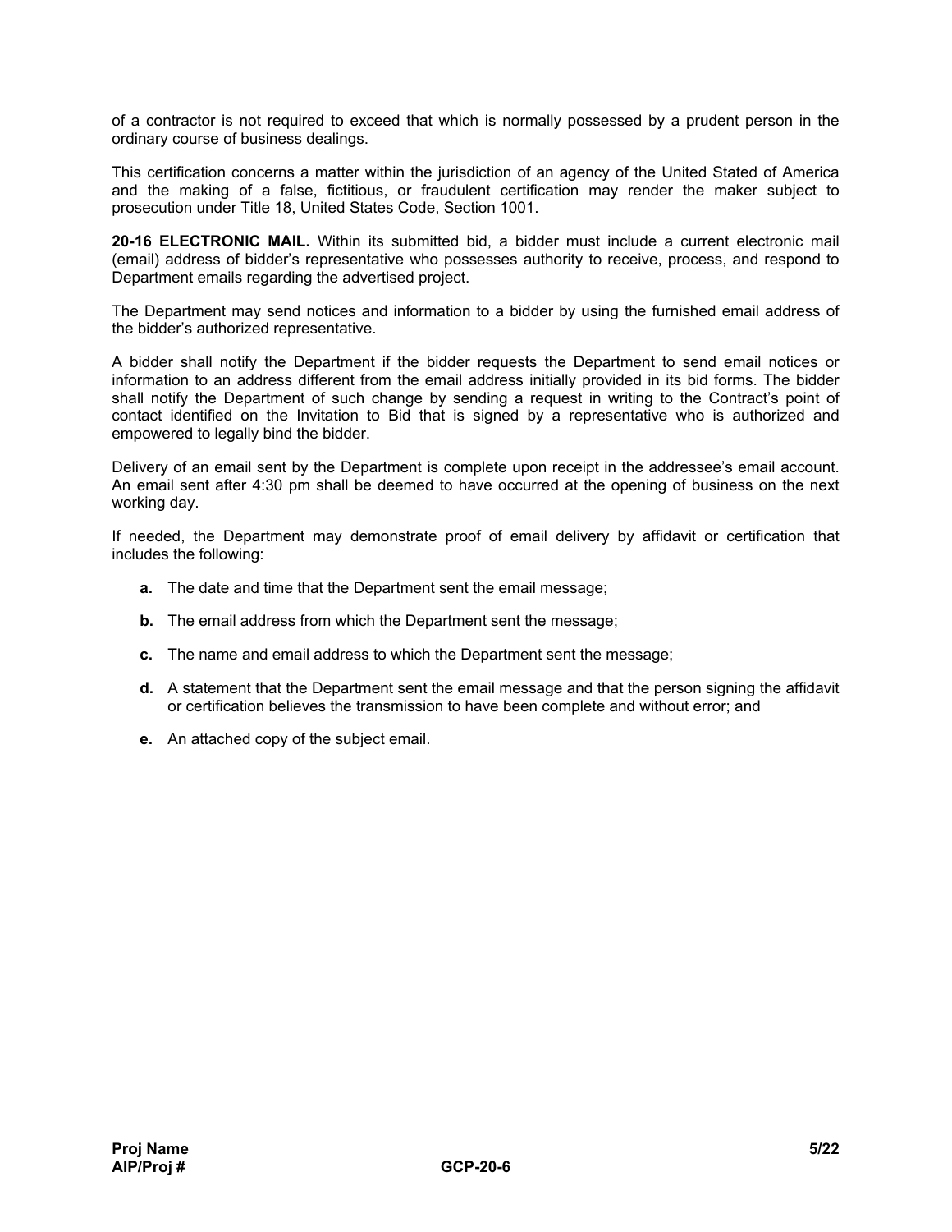of a contractor is not required to exceed that which is normally possessed by a prudent person in the ordinary course of business dealings.

This certification concerns a matter within the jurisdiction of an agency of the United Stated of America and the making of a false, fictitious, or fraudulent certification may render the maker subject to prosecution under Title 18, United States Code, Section 1001.

**20-16 ELECTRONIC MAIL.** Within its submitted bid, a bidder must include a current electronic mail (email) address of bidder's representative who possesses authority to receive, process, and respond to Department emails regarding the advertised project.

The Department may send notices and information to a bidder by using the furnished email address of the bidder's authorized representative.

A bidder shall notify the Department if the bidder requests the Department to send email notices or information to an address different from the email address initially provided in its bid forms. The bidder shall notify the Department of such change by sending a request in writing to the Contract's point of contact identified on the Invitation to Bid that is signed by a representative who is authorized and empowered to legally bind the bidder.

Delivery of an email sent by the Department is complete upon receipt in the addressee's email account. An email sent after 4:30 pm shall be deemed to have occurred at the opening of business on the next working day.

If needed, the Department may demonstrate proof of email delivery by affidavit or certification that includes the following:

- **a.** The date and time that the Department sent the email message;
- **b.** The email address from which the Department sent the message;
- **c.** The name and email address to which the Department sent the message;
- **d.** A statement that the Department sent the email message and that the person signing the affidavit or certification believes the transmission to have been complete and without error; and
- **e.** An attached copy of the subject email.